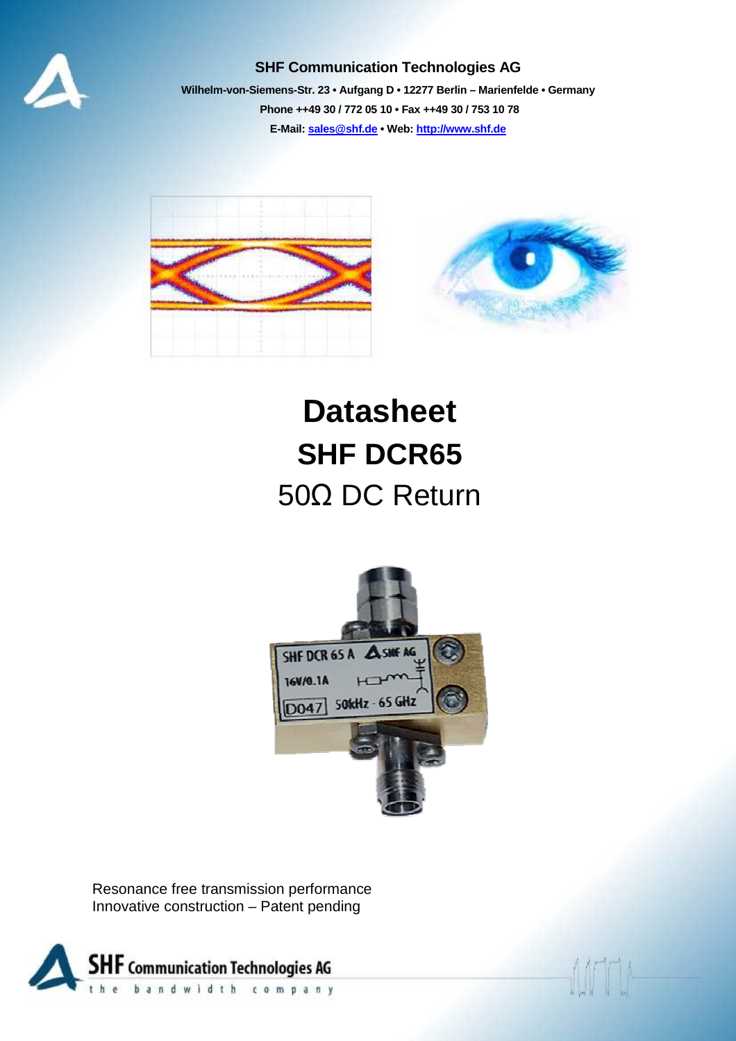**SHF Communication Technologies AG**

**Wilhelm-von-Siemens-Str. 23 • Aufgang D • 12277 Berlin – Marienfelde • Germany**

**Phone ++49 30 / 772 05 10 • Fax ++49 30 / 753 10 78**

**E-Mail: sales@shf.de • Web: http://www.shf.de**

# Datasheet

## SHF DCR65

50Ω DC Return

Resonance free transmission performance
Innovative construction – Patent pending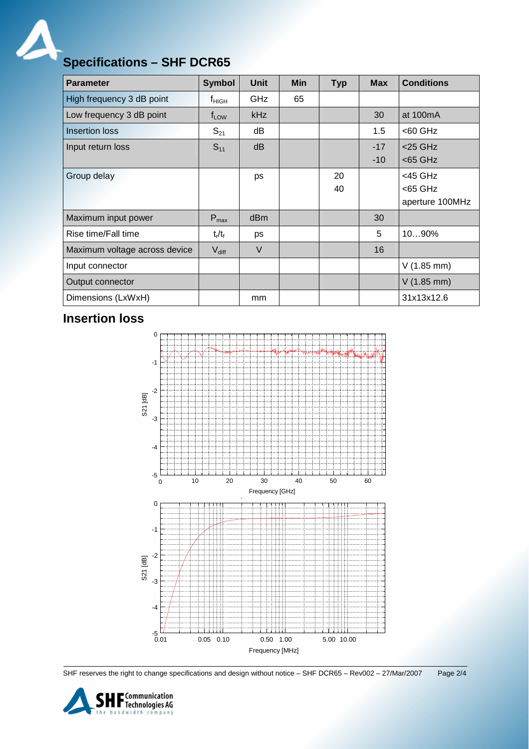# Specifications – SHF DCR65

| Parameter | Symbol | Unit | Min | Typ | Max | Conditions |
|---|---|---|---|---|---|---|
| High frequency 3 dB point | $f_{HIGH}$ | GHz | 65 | | | |
| Low frequency 3 dB point | $f_{LOW}$ | kHz | | | 30 | at 100mA |
| Insertion loss | $S_{21}$ | dB | | | 1.5 | <60 GHz |
| Input return loss | $S_{11}$ | dB | | | -17<br>-10 | <25 GHz<br><65 GHz |
| Group delay | | ps | | 20<br>40 | | <45 GHz<br><65 GHz<br>aperture 100MHz |
| Maximum input power | $P_{max}$ | dBm | | | 30 | |
| Rise time/Fall time | $t_r/t_f$ | ps | | | 5 | 10…90% |
| Maximum voltage across device | $V_{diff}$ | V | | | 16 | |
| Input connector | | | | | | V (1.85 mm) |
| Output connector | | | | | | V (1.85 mm) |
| Dimensions (LxWxH) | | mm | | | | 31x13x12.6 |

## Insertion loss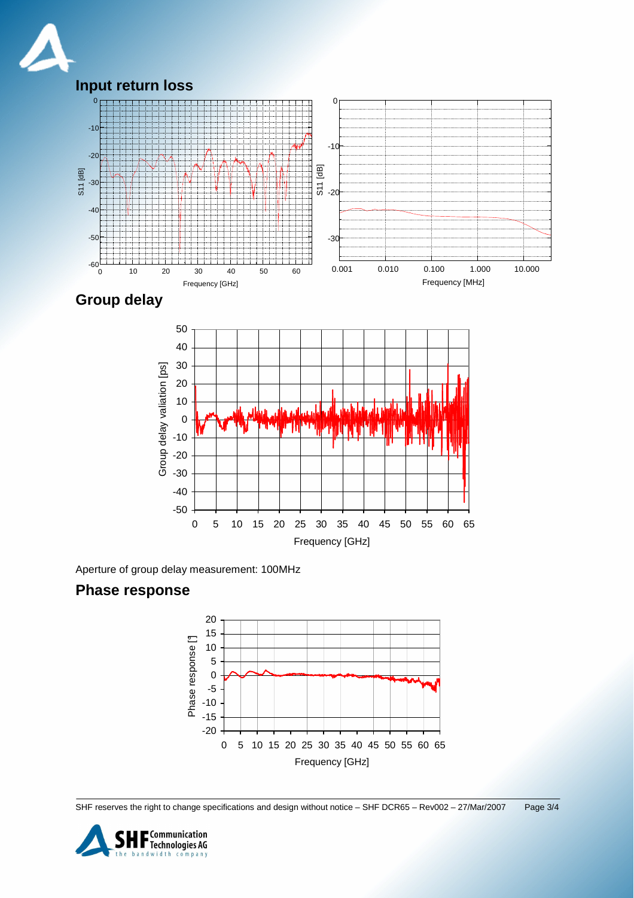## Input return loss

## Group delay

Aperture of group delay measurement: 100MHz

## Phase response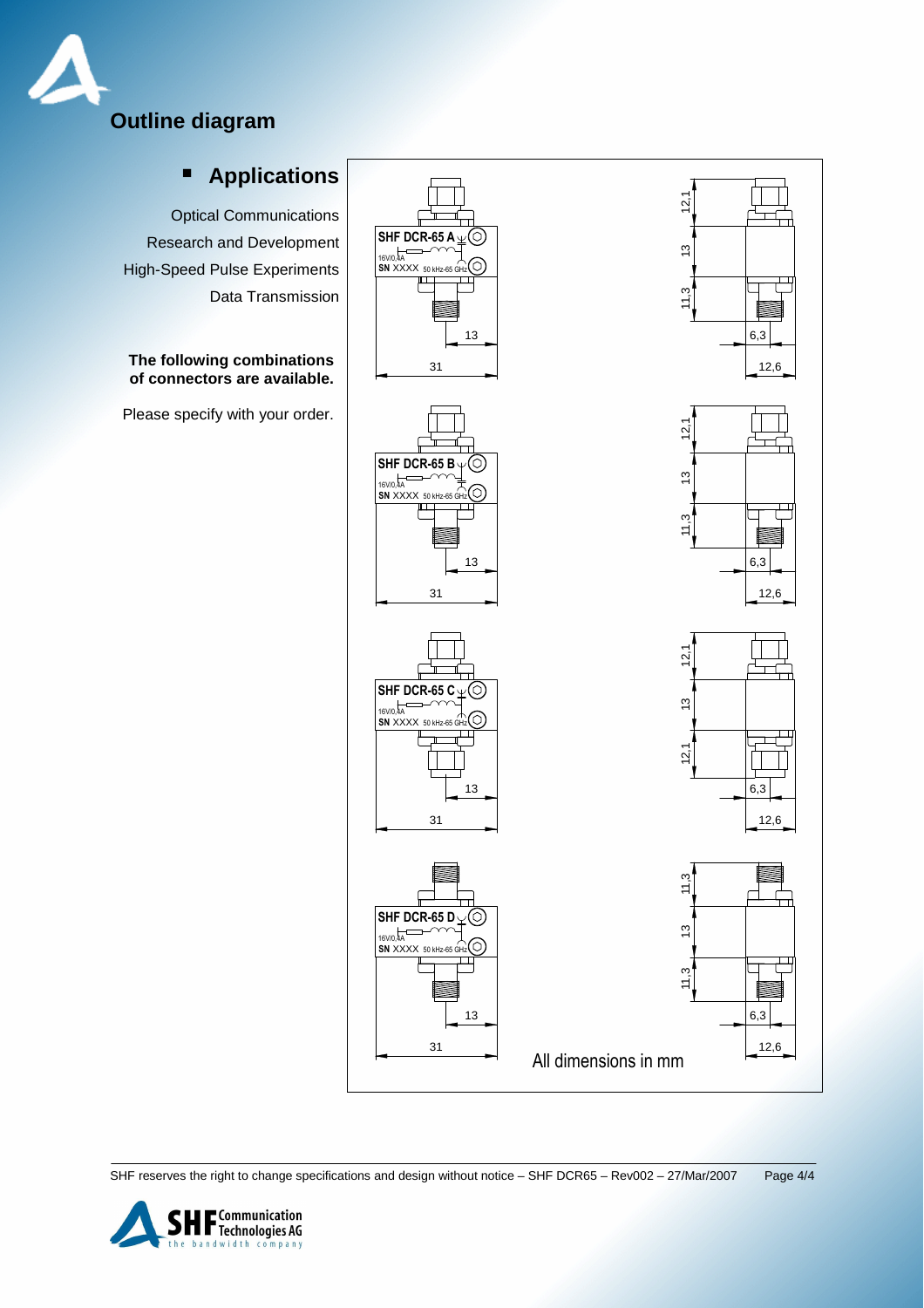## Outline diagram

### Applications

Optical Communications
Research and Development
High-Speed Pulse Experiments
Data Transmission

**The following combinations of connectors are available.**

Please specify with your order.

SHF DCR-65 A
16V/0.4A
SN XXXX 50 kHz-65 GHz
13
31
12,1
13
11,3
6,3
12,6

SHF DCR-65 B
16V/0.4A
SN XXXX 50 kHz-65 GHz
13
31
12,1
13
11,3
6,3
12,6

SHF DCR-65 C
16V/0.4A
SN XXXX 50 kHz-65 GHz
13
31
12,1
13
12,1
6,3
12,6

SHF DCR-65 D
16V/0.4A
SN XXXX 50 kHz-65 GHz
13
31
11,3
13
11,3
6,3
12,6

All dimensions in mm

SHF reserves the right to change specifications and design without notice – SHF DCR65 – Rev002 – 27/Mar/2007